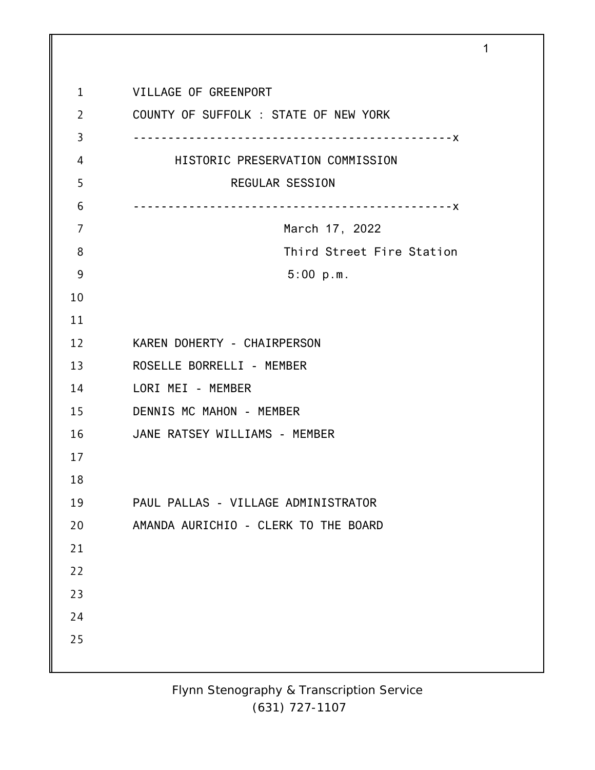VILLAGE OF GREENPORT

COUNTY OF SUFFOLK : STATE OF NEW YORK

---

HISTORIC PRESERVATION COMMISSION

REGULAR SESSION

---

March 17, 2022

Third Street Fire Station

5:00 p.m.

KAREN DOHERTY - CHAIRPERSON

ROSELLE BORRELLI - MEMBER

LORI MEI - MEMBER

DENNIS MC MAHON - MEMBER

JANE RATSEY WILLIAMS - MEMBER

PAUL PALLAS - VILLAGE ADMINISTRATOR

AMANDA AURICHIO - CLERK TO THE BOARD

Flynn Stenography & Transcription Service
(631) 727-1107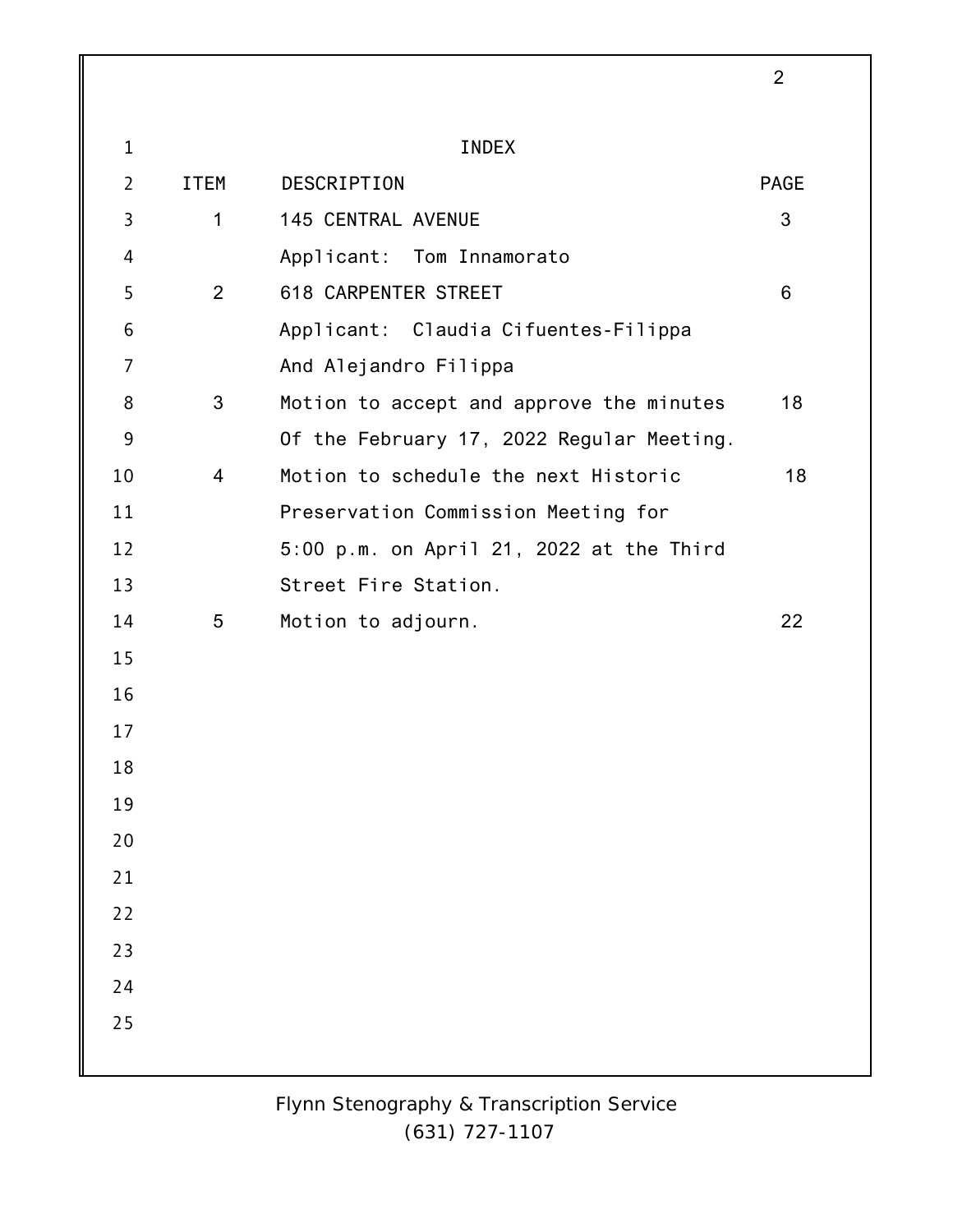# INDEX

| ITEM | DESCRIPTION | PAGE |
|---|---|---|
| 1 | 145 CENTRAL AVENUE<br>Applicant: Tom Innamorato | 3 |
| 2 | 618 CARPENTER STREET<br>Applicant: Claudia Cifuentes-Filippa And Alejandro Filippa | 6 |
| 3 | Motion to accept and approve the minutes Of the February 17, 2022 Regular Meeting. | 18 |
| 4 | Motion to schedule the next Historic Preservation Commission Meeting for 5:00 p.m. on April 21, 2022 at the Third Street Fire Station. | 18 |
| 5 | Motion to adjourn. | 22 |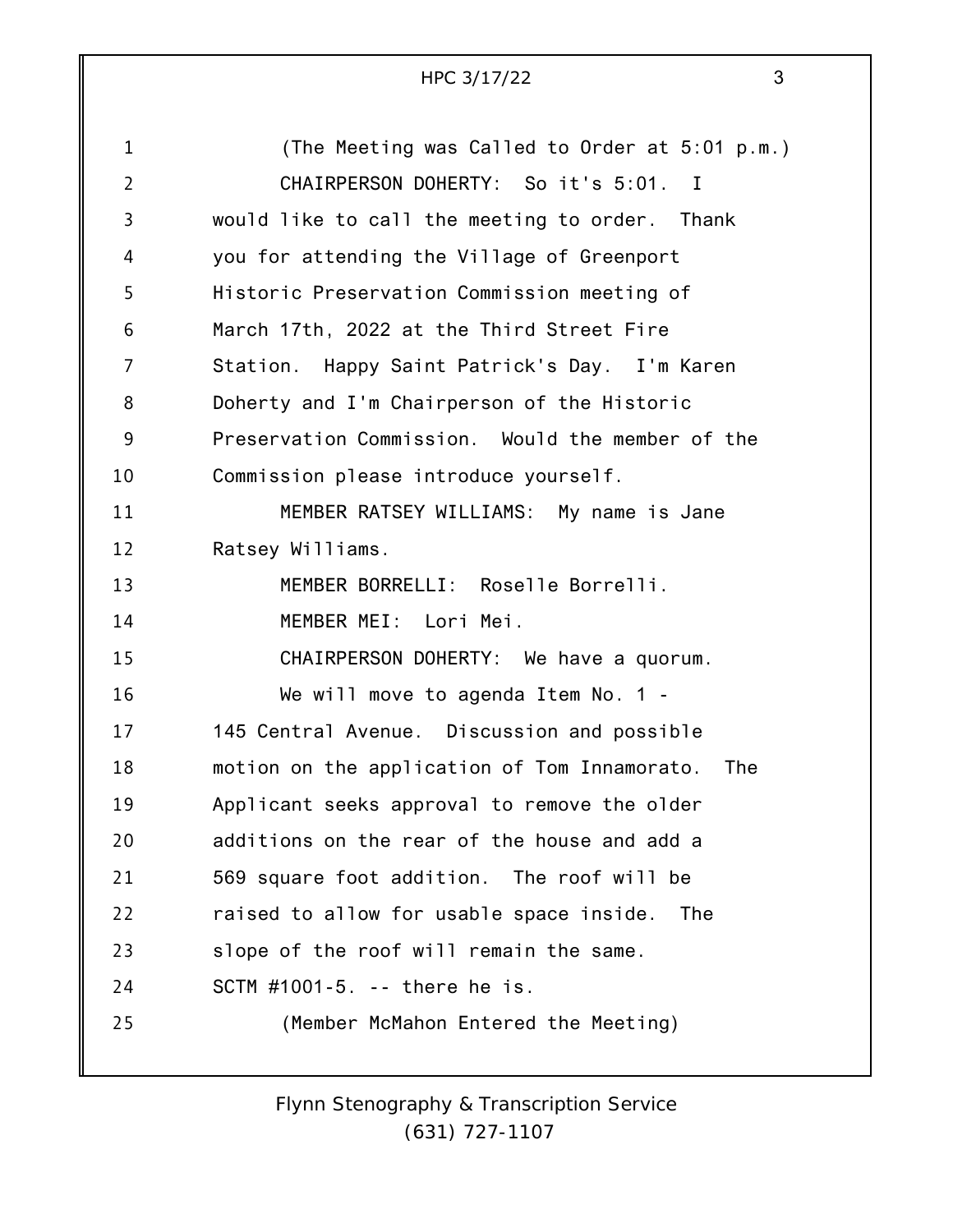(The Meeting was Called to Order at 5:01 p.m.)

CHAIRPERSON DOHERTY: So it's 5:01. I would like to call the meeting to order. Thank you for attending the Village of Greenport Historic Preservation Commission meeting of March 17th, 2022 at the Third Street Fire Station. Happy Saint Patrick's Day. I'm Karen Doherty and I'm Chairperson of the Historic Preservation Commission. Would the member of the Commission please introduce yourself.

MEMBER RATSEY WILLIAMS: My name is Jane Ratsey Williams.

MEMBER BORRELLI: Roselle Borrelli.

MEMBER MEI: Lori Mei.

CHAIRPERSON DOHERTY: We have a quorum.

We will move to agenda Item No. 1 - 145 Central Avenue. Discussion and possible motion on the application of Tom Innamorato. The Applicant seeks approval to remove the older additions on the rear of the house and add a 569 square foot addition. The roof will be raised to allow for usable space inside. The slope of the roof will remain the same. SCTM #1001-5. -- there he is.

(Member McMahon Entered the Meeting)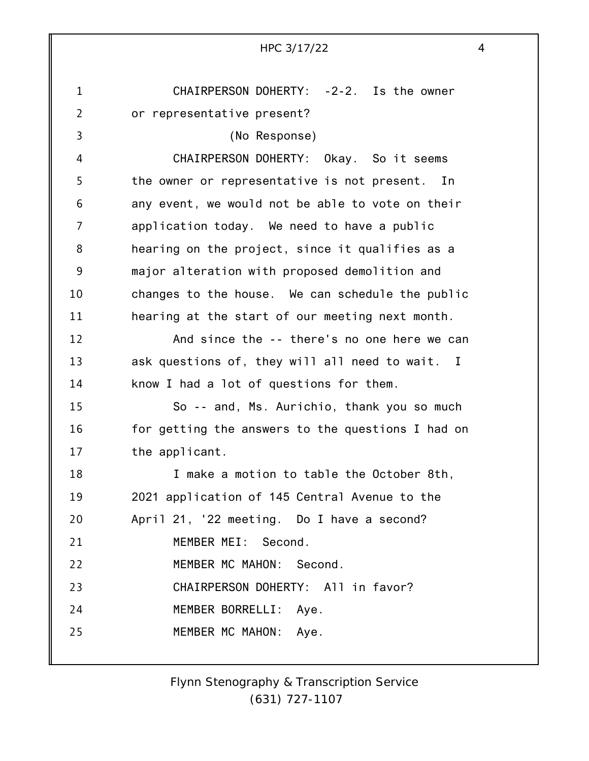CHAIRPERSON DOHERTY: -2-2. Is the owner or representative present?

(No Response)

CHAIRPERSON DOHERTY: Okay. So it seems the owner or representative is not present. In any event, we would not be able to vote on their application today. We need to have a public hearing on the project, since it qualifies as a major alteration with proposed demolition and changes to the house. We can schedule the public hearing at the start of our meeting next month.

And since the -- there's no one here we can ask questions of, they will all need to wait. I know I had a lot of questions for them.

So -- and, Ms. Aurichio, thank you so much for getting the answers to the questions I had on the applicant.

I make a motion to table the October 8th, 2021 application of 145 Central Avenue to the April 21, '22 meeting. Do I have a second?

MEMBER MEI: Second.

MEMBER MC MAHON: Second.

CHAIRPERSON DOHERTY: All in favor?

MEMBER BORRELLI: Aye.

MEMBER MC MAHON: Aye.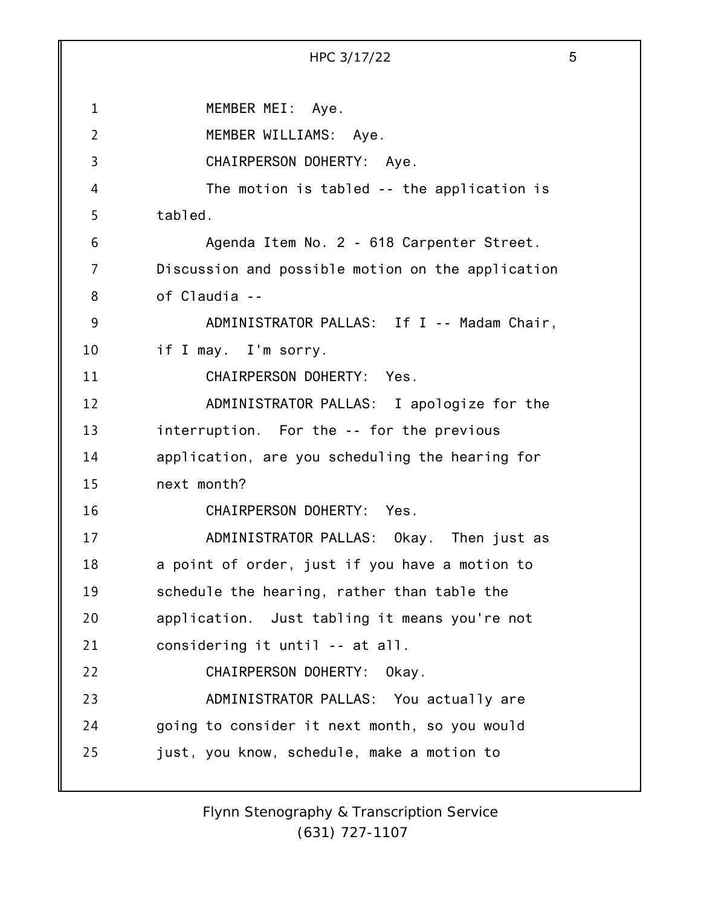MEMBER MEI: Aye.

MEMBER WILLIAMS: Aye.

CHAIRPERSON DOHERTY: Aye.

The motion is tabled -- the application is tabled.

Agenda Item No. 2 - 618 Carpenter Street. Discussion and possible motion on the application of Claudia --

ADMINISTRATOR PALLAS: If I -- Madam Chair, if I may. I'm sorry.

CHAIRPERSON DOHERTY: Yes.

ADMINISTRATOR PALLAS: I apologize for the interruption. For the -- for the previous application, are you scheduling the hearing for next month?

CHAIRPERSON DOHERTY: Yes.

ADMINISTRATOR PALLAS: Okay. Then just as a point of order, just if you have a motion to schedule the hearing, rather than table the application. Just tabling it means you're not considering it until -- at all.

CHAIRPERSON DOHERTY: Okay.

ADMINISTRATOR PALLAS: You actually are going to consider it next month, so you would just, you know, schedule, make a motion to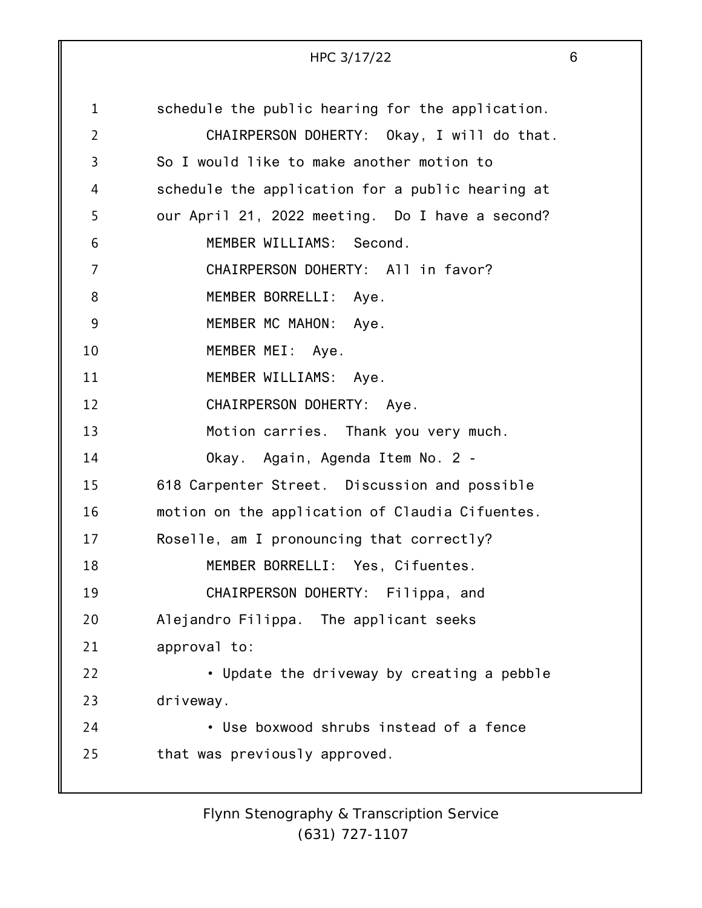schedule the public hearing for the application.

CHAIRPERSON DOHERTY: Okay, I will do that. So I would like to make another motion to schedule the application for a public hearing at our April 21, 2022 meeting. Do I have a second?

MEMBER WILLIAMS: Second.

CHAIRPERSON DOHERTY: All in favor?

MEMBER BORRELLI: Aye.

MEMBER MC MAHON: Aye.

MEMBER MEI: Aye.

MEMBER WILLIAMS: Aye.

CHAIRPERSON DOHERTY: Aye.

Motion carries. Thank you very much.

Okay. Again, Agenda Item No. 2 - 618 Carpenter Street. Discussion and possible motion on the application of Claudia Cifuentes. Roselle, am I pronouncing that correctly?

MEMBER BORRELLI: Yes, Cifuentes.

CHAIRPERSON DOHERTY: Filippa, and Alejandro Filippa. The applicant seeks approval to:

- Update the driveway by creating a pebble driveway.
- Use boxwood shrubs instead of a fence that was previously approved.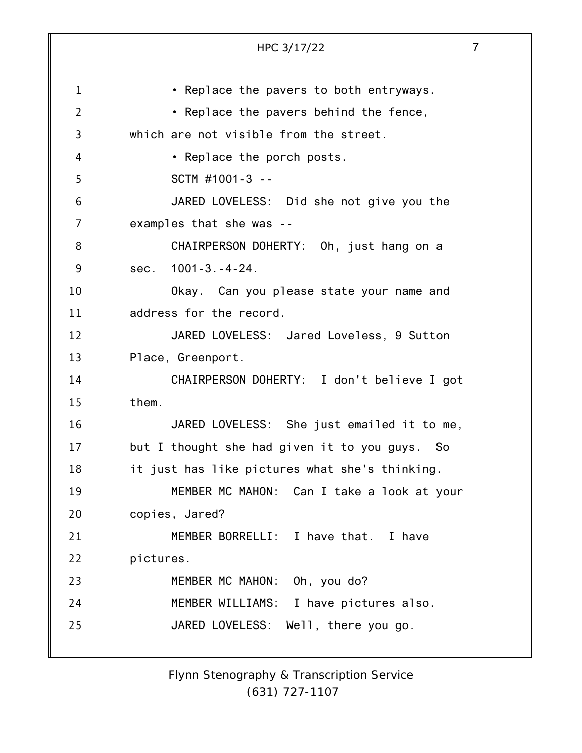• Replace the pavers to both entryways.

• Replace the pavers behind the fence, which are not visible from the street.

• Replace the porch posts.

SCTM #1001-3 --

JARED LOVELESS: Did she not give you the examples that she was --

CHAIRPERSON DOHERTY: Oh, just hang on a sec. 1001-3.-4-24.

Okay. Can you please state your name and address for the record.

JARED LOVELESS: Jared Loveless, 9 Sutton Place, Greenport.

CHAIRPERSON DOHERTY: I don't believe I got them.

JARED LOVELESS: She just emailed it to me, but I thought she had given it to you guys. So it just has like pictures what she's thinking.

MEMBER MC MAHON: Can I take a look at your copies, Jared?

MEMBER BORRELLI: I have that. I have pictures.

MEMBER MC MAHON: Oh, you do?

MEMBER WILLIAMS: I have pictures also.

JARED LOVELESS: Well, there you go.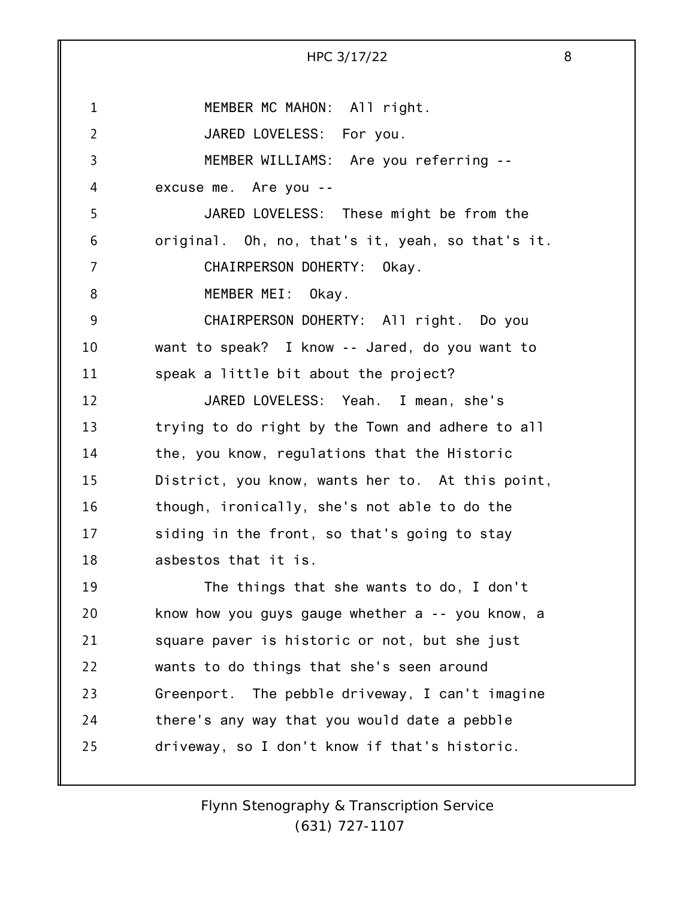MEMBER MC MAHON: All right.

JARED LOVELESS: For you.

MEMBER WILLIAMS: Are you referring -- excuse me. Are you --

JARED LOVELESS: These might be from the original. Oh, no, that's it, yeah, so that's it.

CHAIRPERSON DOHERTY: Okay.

MEMBER MEI: Okay.

CHAIRPERSON DOHERTY: All right. Do you want to speak? I know -- Jared, do you want to speak a little bit about the project?

JARED LOVELESS: Yeah. I mean, she's trying to do right by the Town and adhere to all the, you know, regulations that the Historic District, you know, wants her to. At this point, though, ironically, she's not able to do the siding in the front, so that's going to stay asbestos that it is.

The things that she wants to do, I don't know how you guys gauge whether a -- you know, a square paver is historic or not, but she just wants to do things that she's seen around Greenport. The pebble driveway, I can't imagine there's any way that you would date a pebble driveway, so I don't know if that's historic.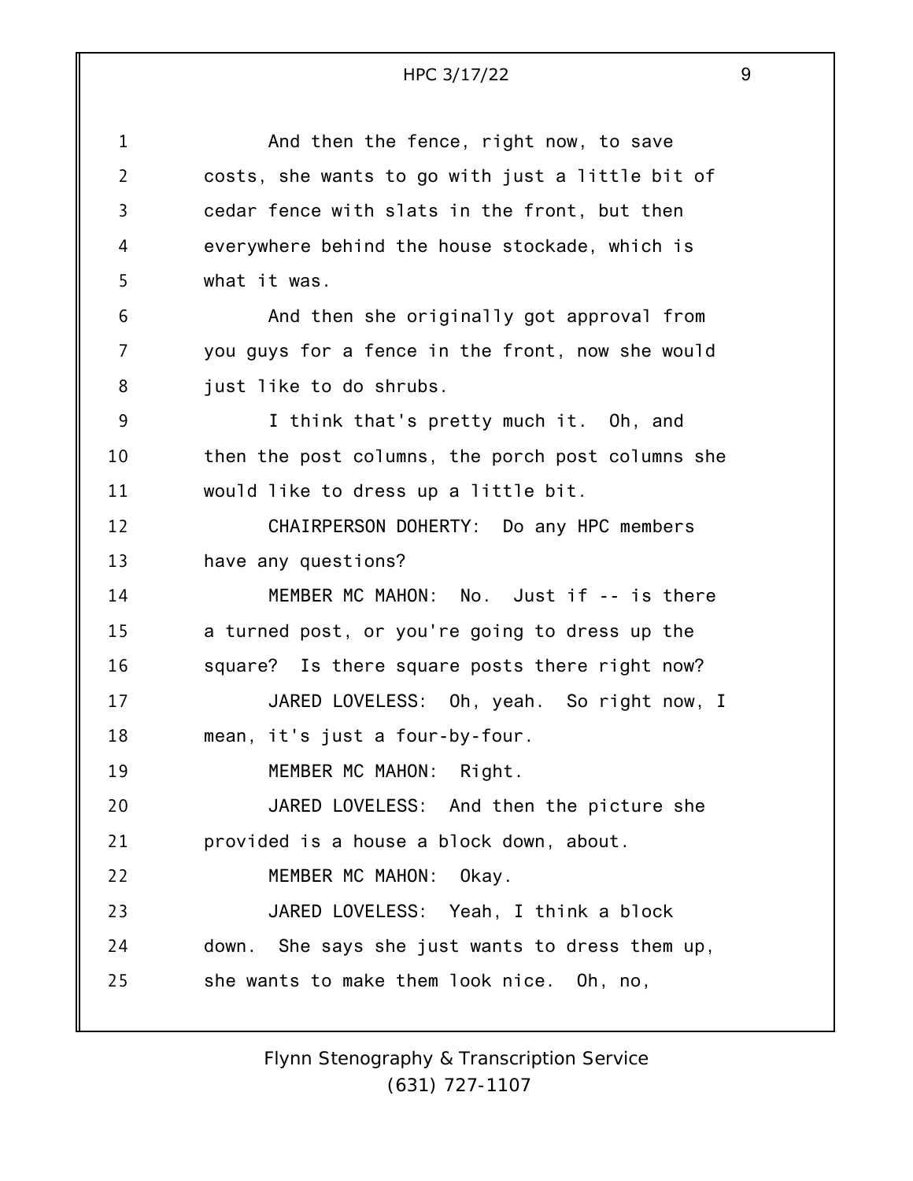And then the fence, right now, to save costs, she wants to go with just a little bit of cedar fence with slats in the front, but then everywhere behind the house stockade, which is what it was.

And then she originally got approval from you guys for a fence in the front, now she would just like to do shrubs.

I think that's pretty much it. Oh, and then the post columns, the porch post columns she would like to dress up a little bit.

CHAIRPERSON DOHERTY: Do any HPC members have any questions?

MEMBER MC MAHON: No. Just if -- is there a turned post, or you're going to dress up the square? Is there square posts there right now?

JARED LOVELESS: Oh, yeah. So right now, I mean, it's just a four-by-four.

MEMBER MC MAHON: Right.

JARED LOVELESS: And then the picture she provided is a house a block down, about.

MEMBER MC MAHON: Okay.

JARED LOVELESS: Yeah, I think a block down. She says she just wants to dress them up, she wants to make them look nice. Oh, no,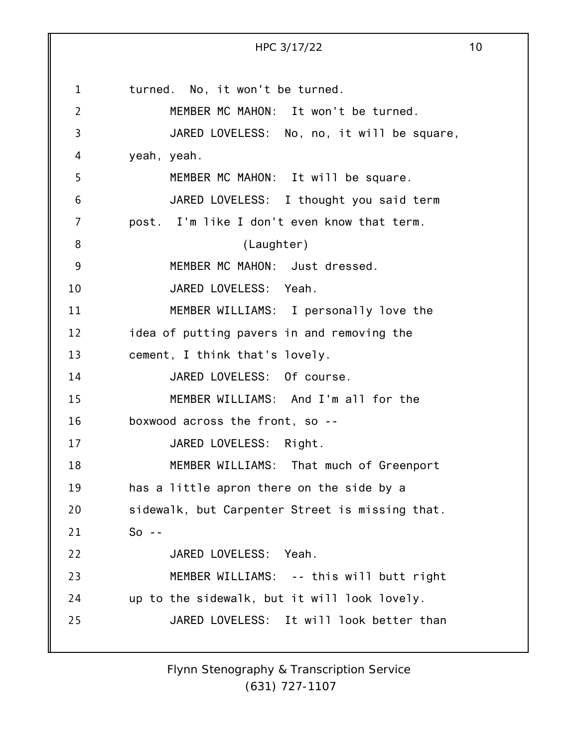turned. No, it won't be turned.

MEMBER MC MAHON: It won't be turned.

JARED LOVELESS: No, no, it will be square, yeah, yeah.

MEMBER MC MAHON: It will be square.

JARED LOVELESS: I thought you said term post. I'm like I don't even know that term.

(Laughter)

MEMBER MC MAHON: Just dressed.

JARED LOVELESS: Yeah.

MEMBER WILLIAMS: I personally love the idea of putting pavers in and removing the cement, I think that's lovely.

JARED LOVELESS: Of course.

MEMBER WILLIAMS: And I'm all for the boxwood across the front, so --

JARED LOVELESS: Right.

MEMBER WILLIAMS: That much of Greenport has a little apron there on the side by a sidewalk, but Carpenter Street is missing that. So --

JARED LOVELESS: Yeah.

MEMBER WILLIAMS: -- this will butt right up to the sidewalk, but it will look lovely.

JARED LOVELESS: It will look better than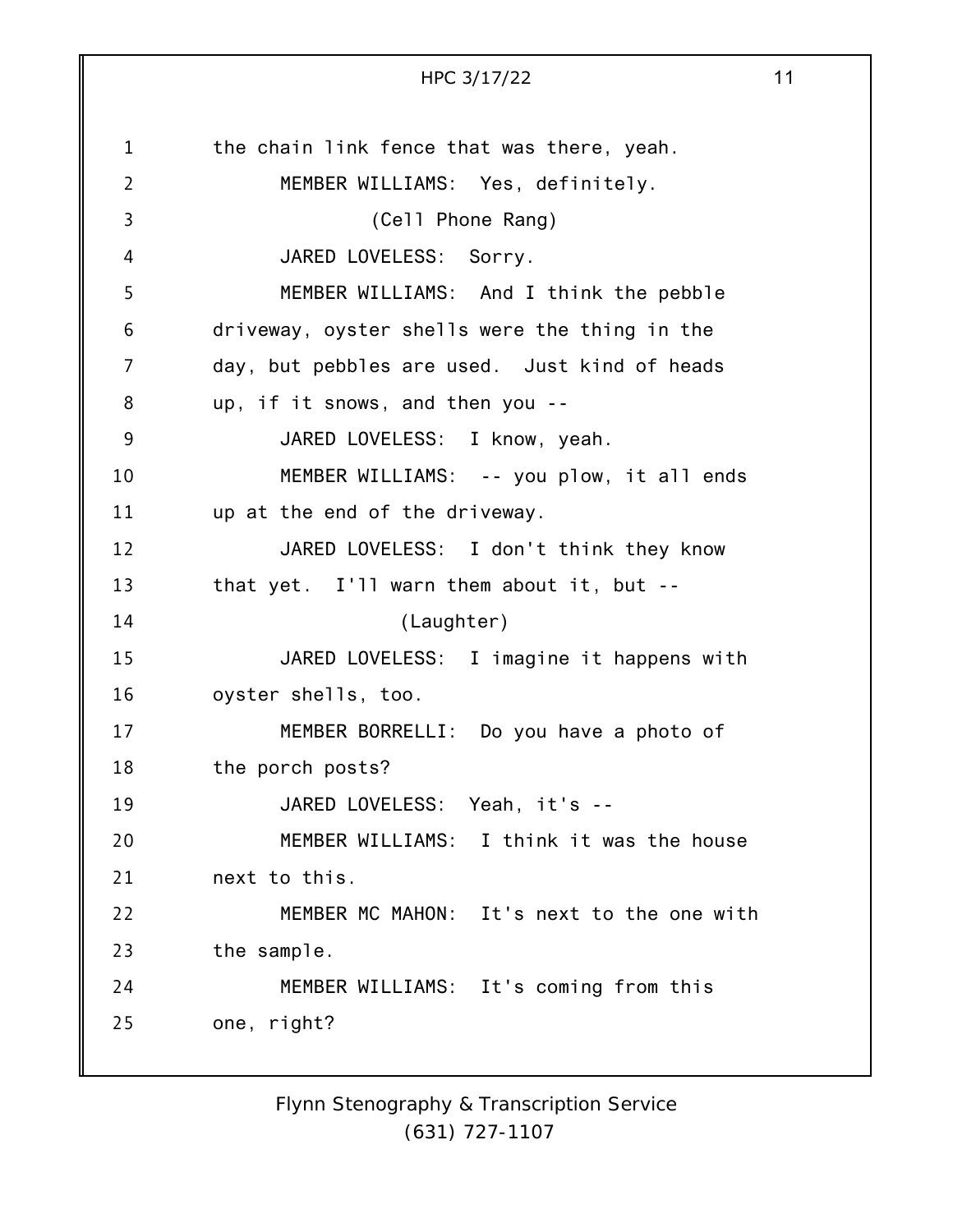the chain link fence that was there, yeah.

MEMBER WILLIAMS: Yes, definitely.

(Cell Phone Rang)

JARED LOVELESS: Sorry.

MEMBER WILLIAMS: And I think the pebble driveway, oyster shells were the thing in the day, but pebbles are used. Just kind of heads up, if it snows, and then you --

JARED LOVELESS: I know, yeah.

MEMBER WILLIAMS: -- you plow, it all ends up at the end of the driveway.

JARED LOVELESS: I don't think they know that yet. I'll warn them about it, but --

(Laughter)

JARED LOVELESS: I imagine it happens with oyster shells, too.

MEMBER BORRELLI: Do you have a photo of the porch posts?

JARED LOVELESS: Yeah, it's --

MEMBER WILLIAMS: I think it was the house next to this.

MEMBER MC MAHON: It's next to the one with the sample.

MEMBER WILLIAMS: It's coming from this one, right?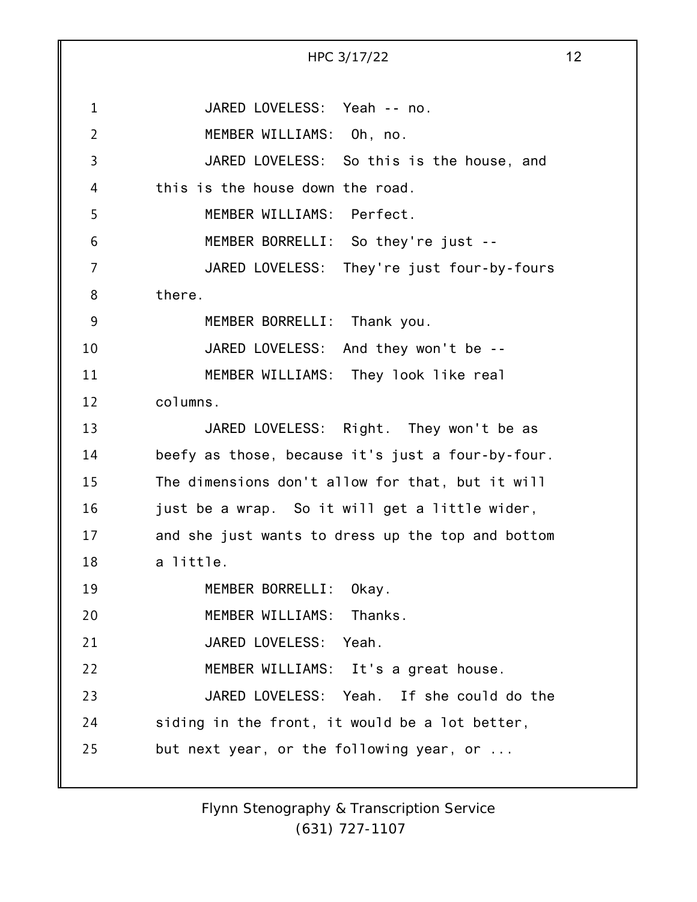JARED LOVELESS: Yeah -- no.

MEMBER WILLIAMS: Oh, no.

JARED LOVELESS: So this is the house, and this is the house down the road.

MEMBER WILLIAMS: Perfect.

MEMBER BORRELLI: So they're just --

JARED LOVELESS: They're just four-by-fours there.

MEMBER BORRELLI: Thank you.

JARED LOVELESS: And they won't be --

MEMBER WILLIAMS: They look like real columns.

JARED LOVELESS: Right. They won't be as beefy as those, because it's just a four-by-four. The dimensions don't allow for that, but it will just be a wrap. So it will get a little wider, and she just wants to dress up the top and bottom a little.

MEMBER BORRELLI: Okay.

MEMBER WILLIAMS: Thanks.

JARED LOVELESS: Yeah.

MEMBER WILLIAMS: It's a great house.

JARED LOVELESS: Yeah. If she could do the siding in the front, it would be a lot better, but next year, or the following year, or ...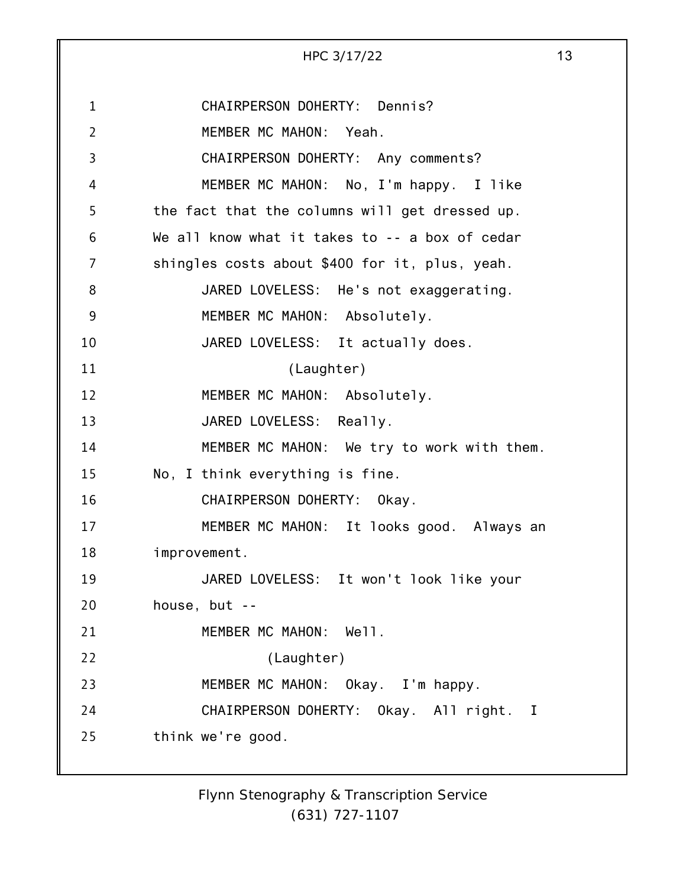CHAIRPERSON DOHERTY: Dennis?

MEMBER MC MAHON: Yeah.

CHAIRPERSON DOHERTY: Any comments?

MEMBER MC MAHON: No, I'm happy. I like the fact that the columns will get dressed up. We all know what it takes to -- a box of cedar shingles costs about $400 for it, plus, yeah.

JARED LOVELESS: He's not exaggerating.

MEMBER MC MAHON: Absolutely.

JARED LOVELESS: It actually does.

(Laughter)

MEMBER MC MAHON: Absolutely.

JARED LOVELESS: Really.

MEMBER MC MAHON: We try to work with them. No, I think everything is fine.

CHAIRPERSON DOHERTY: Okay.

MEMBER MC MAHON: It looks good. Always an improvement.

JARED LOVELESS: It won't look like your house, but --

MEMBER MC MAHON: Well.

(Laughter)

MEMBER MC MAHON: Okay. I'm happy.

CHAIRPERSON DOHERTY: Okay. All right. I think we're good.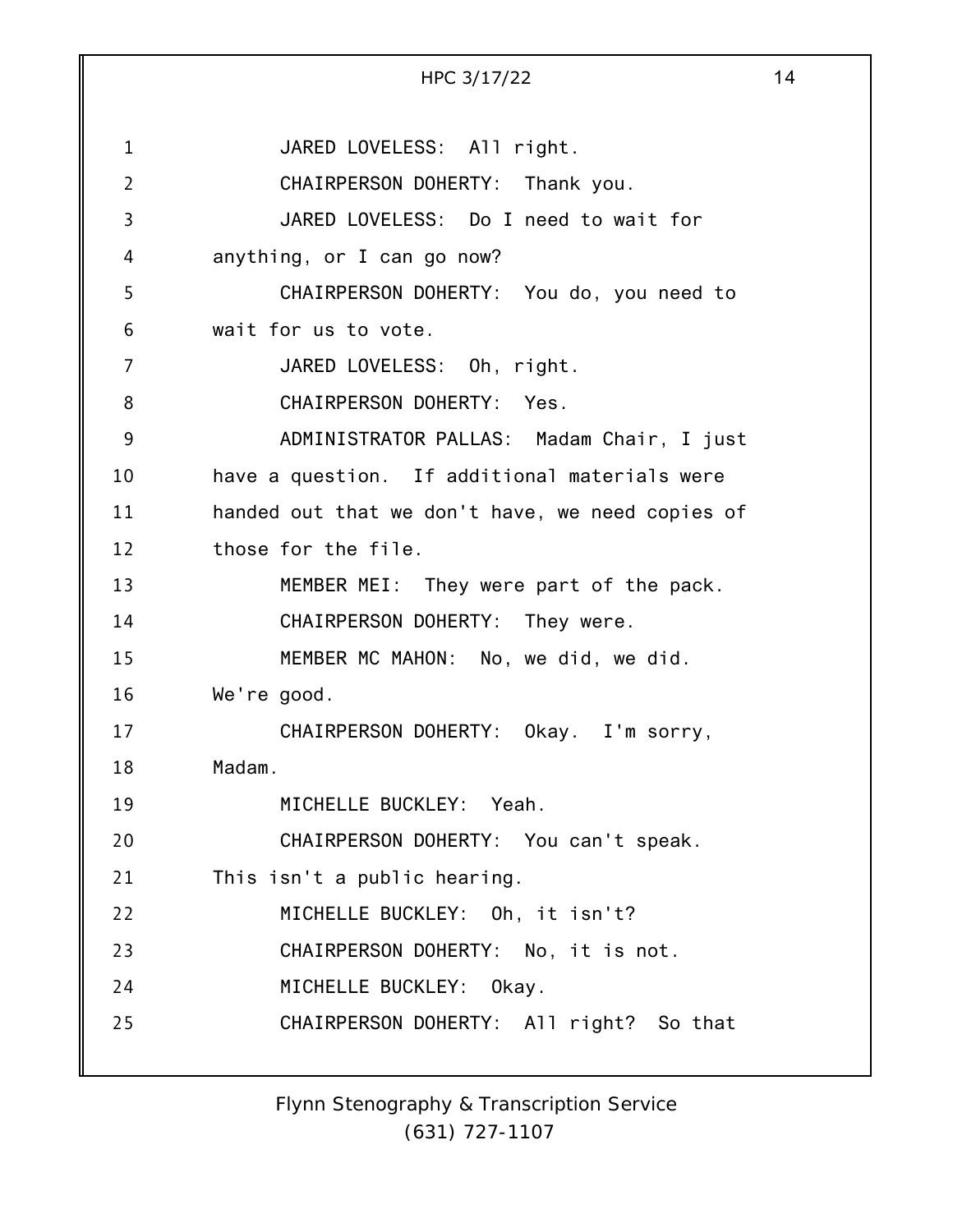JARED LOVELESS: All right.

CHAIRPERSON DOHERTY: Thank you.

JARED LOVELESS: Do I need to wait for anything, or I can go now?

CHAIRPERSON DOHERTY: You do, you need to wait for us to vote.

JARED LOVELESS: Oh, right.

CHAIRPERSON DOHERTY: Yes.

ADMINISTRATOR PALLAS: Madam Chair, I just have a question. If additional materials were handed out that we don't have, we need copies of those for the file.

MEMBER MEI: They were part of the pack.

CHAIRPERSON DOHERTY: They were.

MEMBER MC MAHON: No, we did, we did. We're good.

CHAIRPERSON DOHERTY: Okay. I'm sorry, Madam.

MICHELLE BUCKLEY: Yeah.

CHAIRPERSON DOHERTY: You can't speak. This isn't a public hearing.

MICHELLE BUCKLEY: Oh, it isn't?

CHAIRPERSON DOHERTY: No, it is not.

MICHELLE BUCKLEY: Okay.

CHAIRPERSON DOHERTY: All right? So that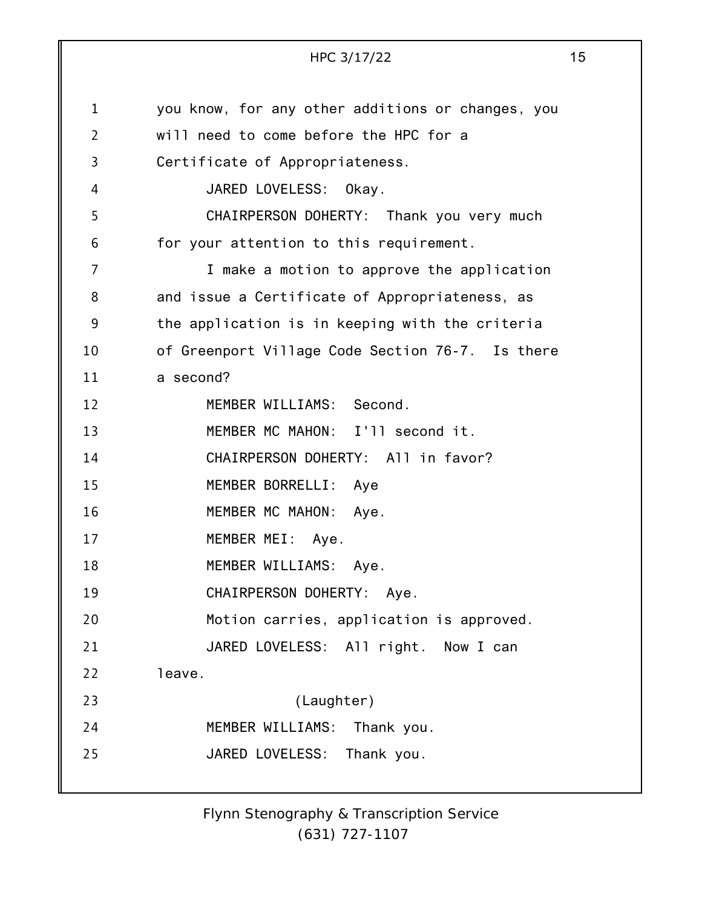you know, for any other additions or changes, you will need to come before the HPC for a Certificate of Appropriateness.

JARED LOVELESS: Okay.

CHAIRPERSON DOHERTY: Thank you very much for your attention to this requirement.

I make a motion to approve the application and issue a Certificate of Appropriateness, as the application is in keeping with the criteria of Greenport Village Code Section 76-7. Is there a second?

MEMBER WILLIAMS: Second.

MEMBER MC MAHON: I'll second it.

CHAIRPERSON DOHERTY: All in favor?

MEMBER BORRELLI: Aye

MEMBER MC MAHON: Aye.

MEMBER MEI: Aye.

MEMBER WILLIAMS: Aye.

CHAIRPERSON DOHERTY: Aye.

Motion carries, application is approved.

JARED LOVELESS: All right. Now I can leave.

(Laughter)

MEMBER WILLIAMS: Thank you.

JARED LOVELESS: Thank you.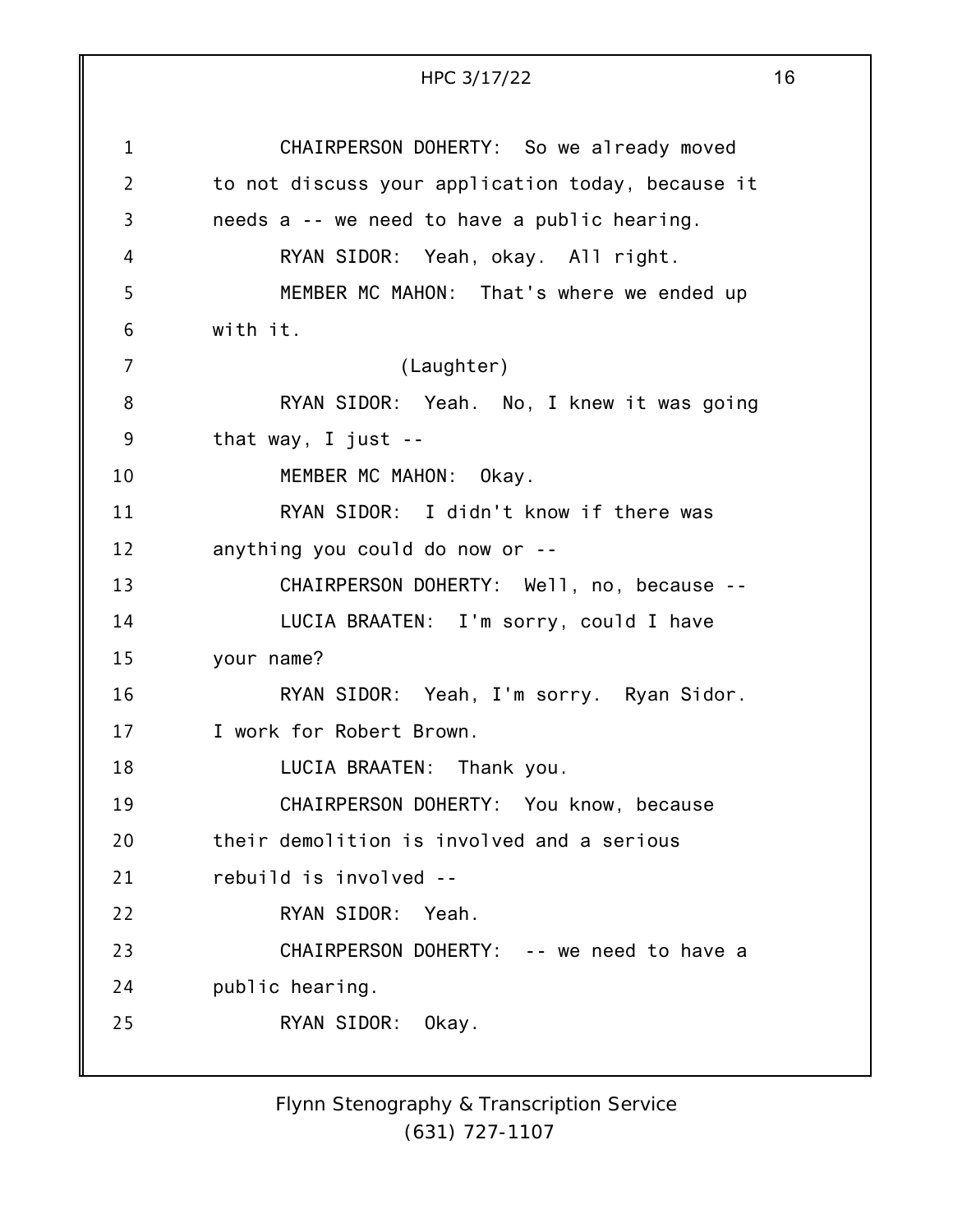CHAIRPERSON DOHERTY: So we already moved to not discuss your application today, because it needs a -- we need to have a public hearing.

RYAN SIDOR: Yeah, okay. All right.

MEMBER MC MAHON: That's where we ended up with it.

(Laughter)

RYAN SIDOR: Yeah. No, I knew it was going that way, I just --

MEMBER MC MAHON: Okay.

RYAN SIDOR: I didn't know if there was anything you could do now or --

CHAIRPERSON DOHERTY: Well, no, because --

LUCIA BRAATEN: I'm sorry, could I have your name?

RYAN SIDOR: Yeah, I'm sorry. Ryan Sidor. I work for Robert Brown.

LUCIA BRAATEN: Thank you.

CHAIRPERSON DOHERTY: You know, because their demolition is involved and a serious rebuild is involved --

RYAN SIDOR: Yeah.

CHAIRPERSON DOHERTY: -- we need to have a public hearing.

RYAN SIDOR: Okay.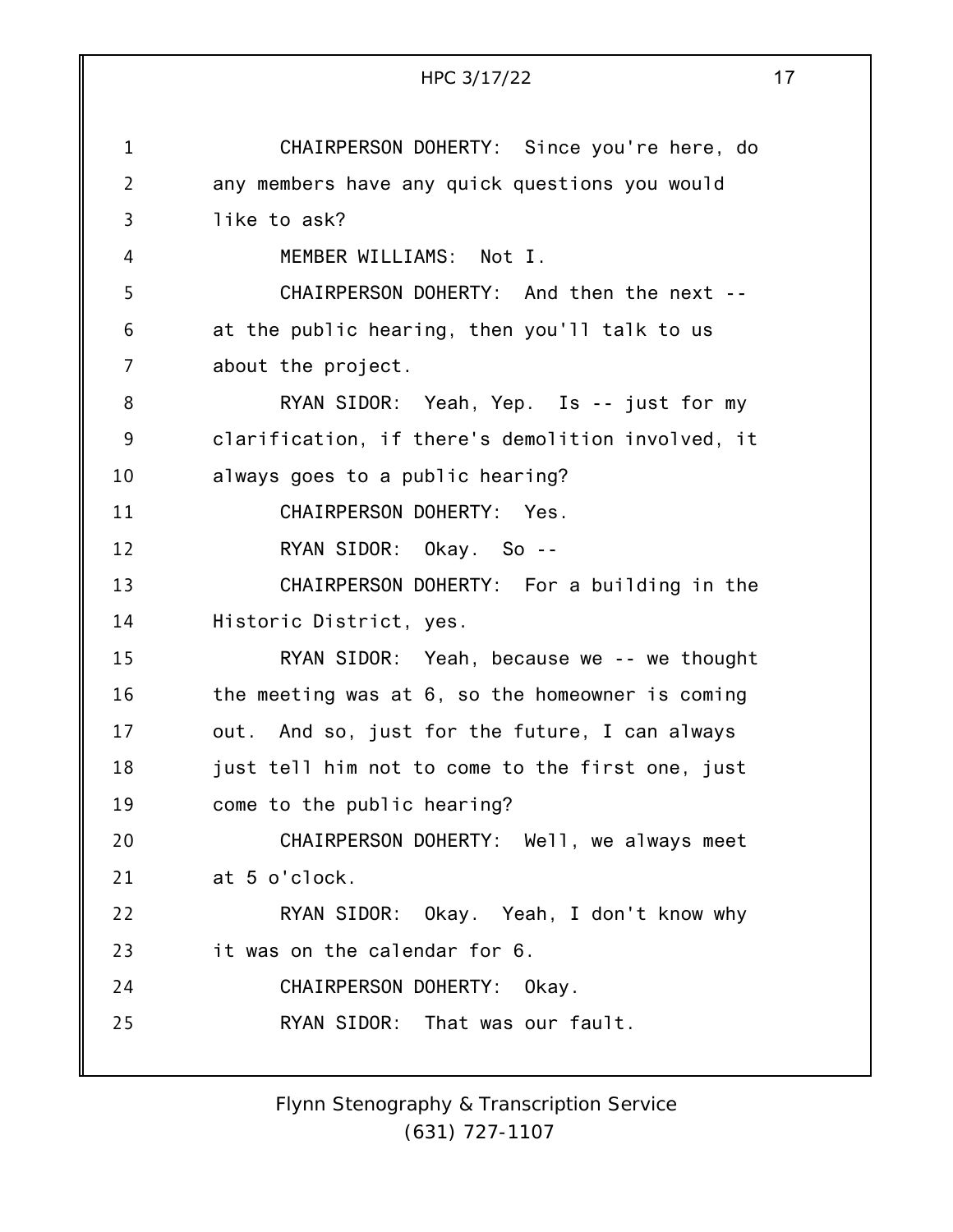CHAIRPERSON DOHERTY: Since you're here, do any members have any quick questions you would like to ask?

MEMBER WILLIAMS: Not I.

CHAIRPERSON DOHERTY: And then the next -- at the public hearing, then you'll talk to us about the project.

RYAN SIDOR: Yeah, Yep. Is -- just for my clarification, if there's demolition involved, it always goes to a public hearing?

CHAIRPERSON DOHERTY: Yes.

RYAN SIDOR: Okay. So --

CHAIRPERSON DOHERTY: For a building in the Historic District, yes.

RYAN SIDOR: Yeah, because we -- we thought the meeting was at 6, so the homeowner is coming out. And so, just for the future, I can always just tell him not to come to the first one, just come to the public hearing?

CHAIRPERSON DOHERTY: Well, we always meet at 5 o'clock.

RYAN SIDOR: Okay. Yeah, I don't know why it was on the calendar for 6.

CHAIRPERSON DOHERTY: Okay.

RYAN SIDOR: That was our fault.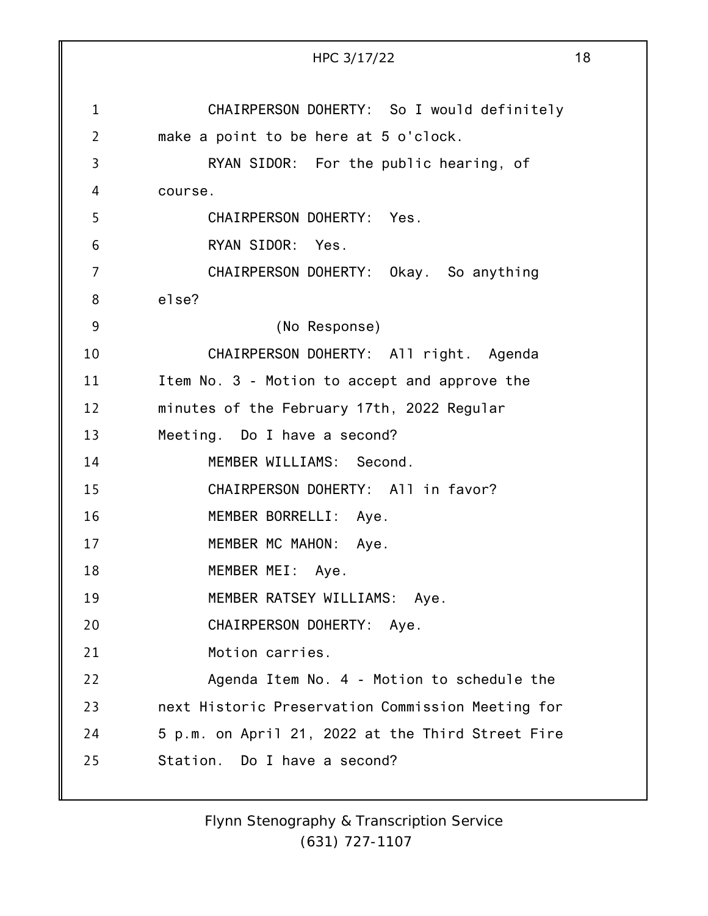CHAIRPERSON DOHERTY: So I would definitely make a point to be here at 5 o'clock.

RYAN SIDOR: For the public hearing, of course.

CHAIRPERSON DOHERTY: Yes.

RYAN SIDOR: Yes.

CHAIRPERSON DOHERTY: Okay. So anything else?

(No Response)

CHAIRPERSON DOHERTY: All right. Agenda Item No. 3 - Motion to accept and approve the minutes of the February 17th, 2022 Regular Meeting. Do I have a second?

MEMBER WILLIAMS: Second.

CHAIRPERSON DOHERTY: All in favor?

MEMBER BORRELLI: Aye.

MEMBER MC MAHON: Aye.

MEMBER MEI: Aye.

MEMBER RATSEY WILLIAMS: Aye.

CHAIRPERSON DOHERTY: Aye.

Motion carries.

Agenda Item No. 4 - Motion to schedule the next Historic Preservation Commission Meeting for 5 p.m. on April 21, 2022 at the Third Street Fire Station. Do I have a second?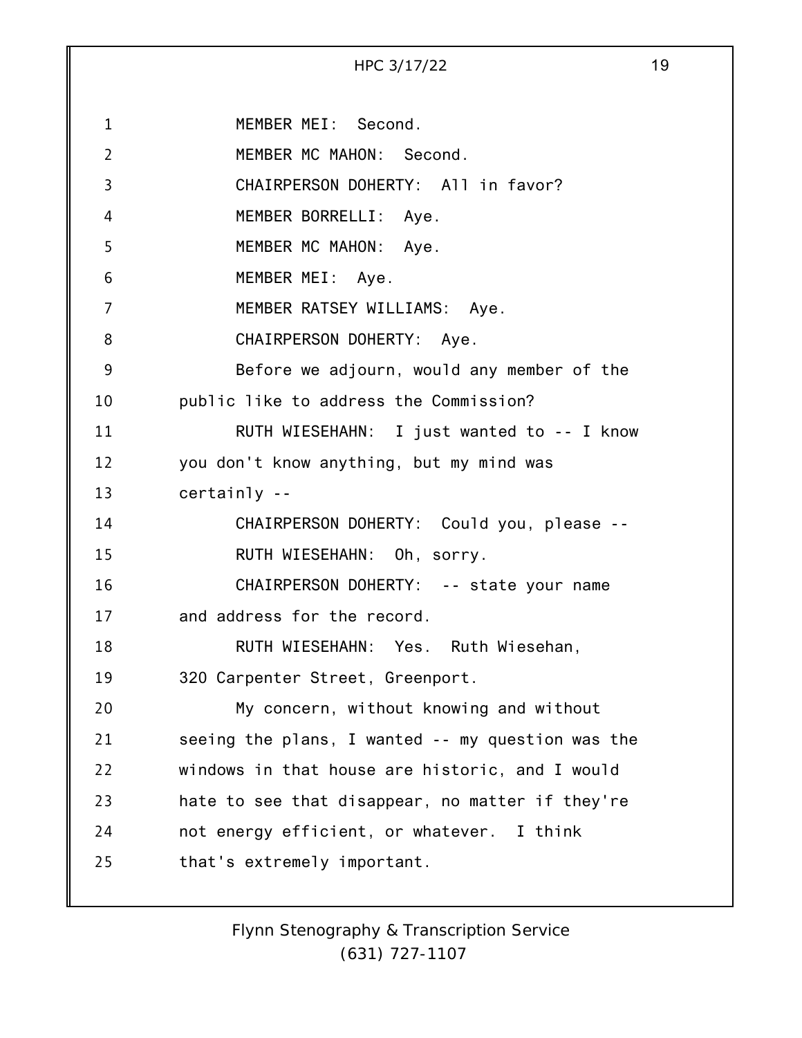MEMBER MEI: Second.

MEMBER MC MAHON: Second.

CHAIRPERSON DOHERTY: All in favor?

MEMBER BORRELLI: Aye.

MEMBER MC MAHON: Aye.

MEMBER MEI: Aye.

MEMBER RATSEY WILLIAMS: Aye.

CHAIRPERSON DOHERTY: Aye.

Before we adjourn, would any member of the public like to address the Commission?

RUTH WIESEHAHN: I just wanted to -- I know you don't know anything, but my mind was certainly --

CHAIRPERSON DOHERTY: Could you, please --

RUTH WIESEHAHN: Oh, sorry.

CHAIRPERSON DOHERTY: -- state your name and address for the record.

RUTH WIESEHAHN: Yes. Ruth Wiesehan, 320 Carpenter Street, Greenport.

My concern, without knowing and without seeing the plans, I wanted -- my question was the windows in that house are historic, and I would hate to see that disappear, no matter if they're not energy efficient, or whatever. I think that's extremely important.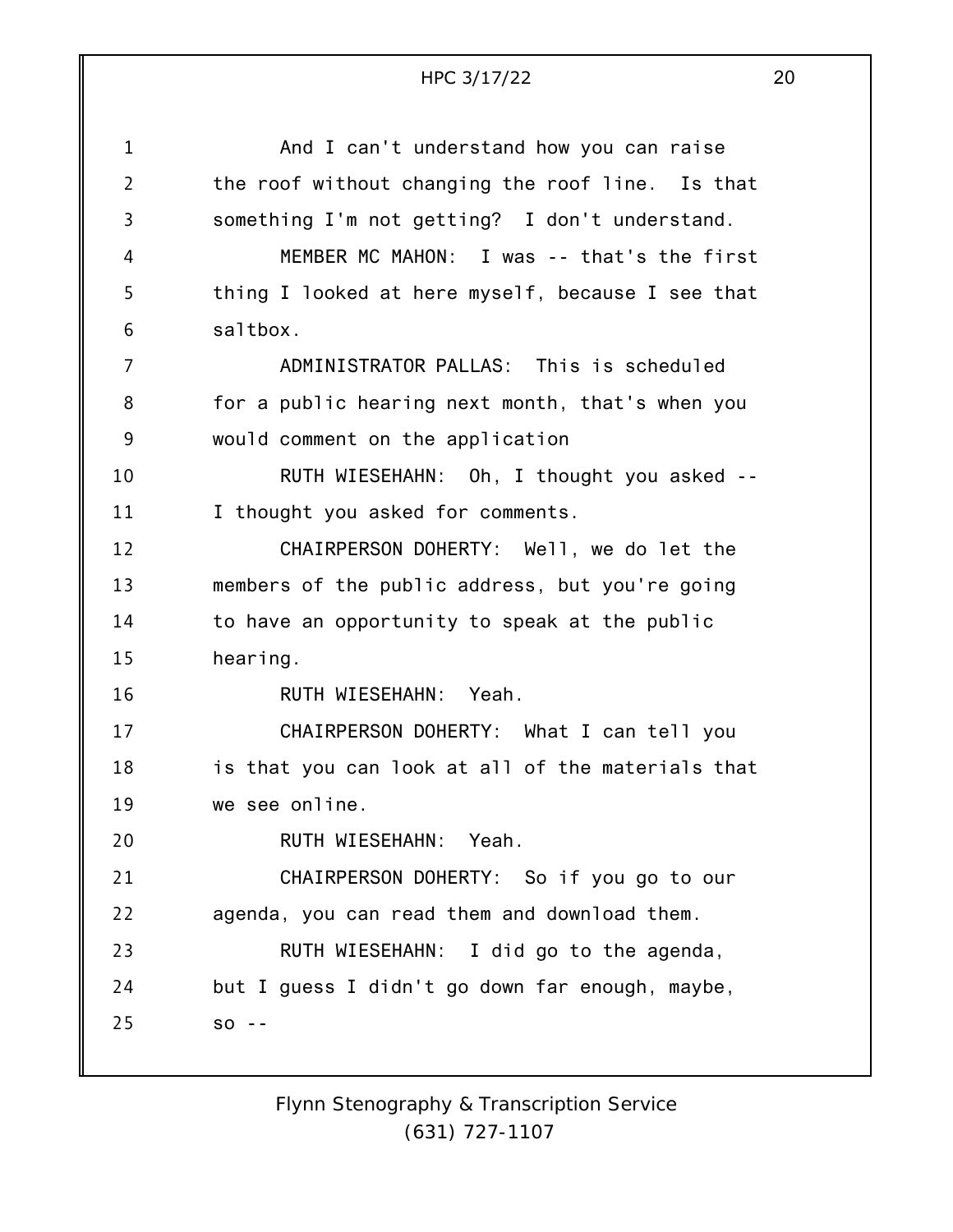And I can't understand how you can raise the roof without changing the roof line. Is that something I'm not getting? I don't understand.

MEMBER MC MAHON: I was -- that's the first thing I looked at here myself, because I see that saltbox.

ADMINISTRATOR PALLAS: This is scheduled for a public hearing next month, that's when you would comment on the application

RUTH WIESEHAHN: Oh, I thought you asked -- I thought you asked for comments.

CHAIRPERSON DOHERTY: Well, we do let the members of the public address, but you're going to have an opportunity to speak at the public hearing.

RUTH WIESEHAHN: Yeah.

CHAIRPERSON DOHERTY: What I can tell you is that you can look at all of the materials that we see online.

RUTH WIESEHAHN: Yeah.

CHAIRPERSON DOHERTY: So if you go to our agenda, you can read them and download them.

RUTH WIESEHAHN: I did go to the agenda, but I guess I didn't go down far enough, maybe, so --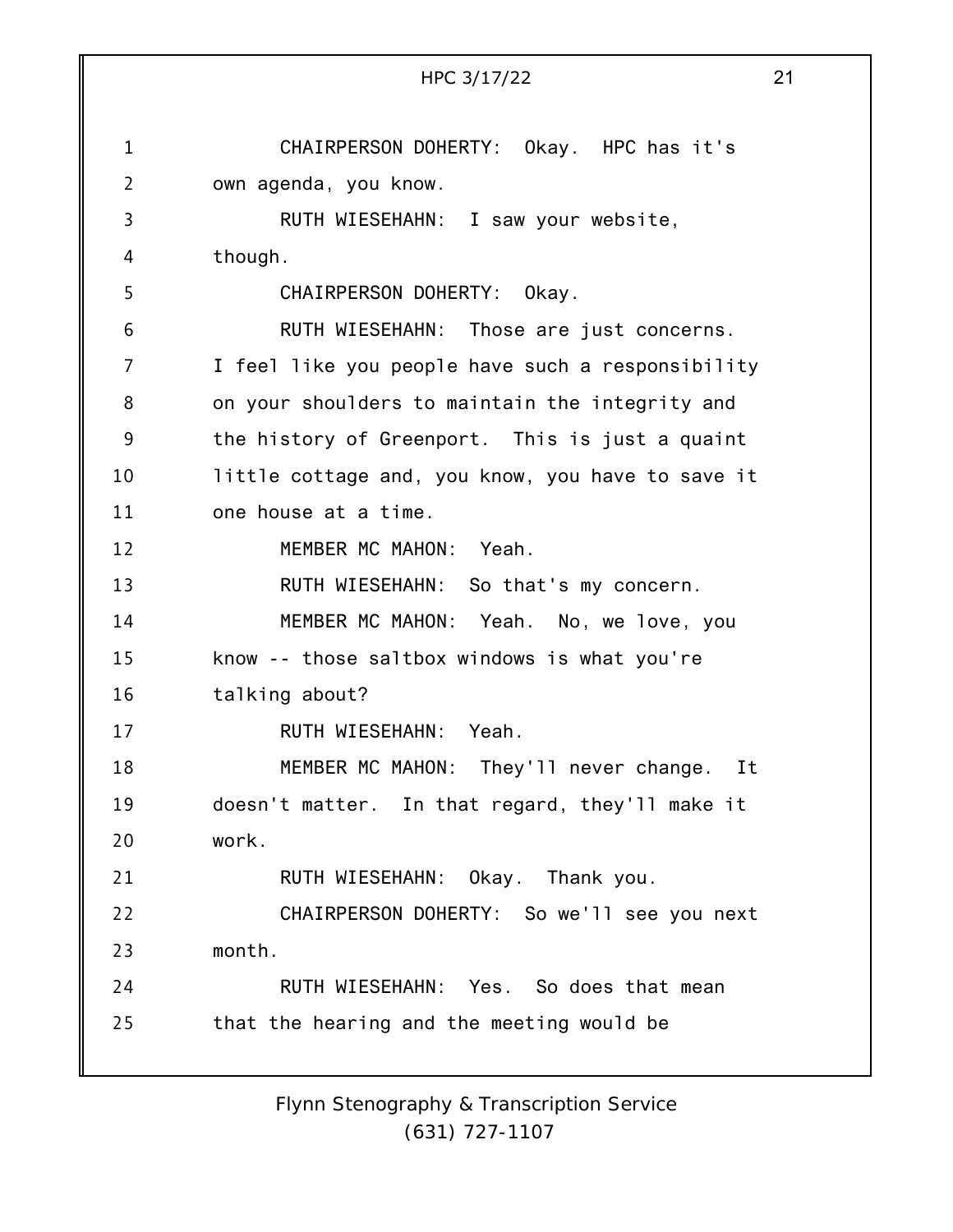CHAIRPERSON DOHERTY: Okay. HPC has it's own agenda, you know.

RUTH WIESEHAHN: I saw your website, though.

CHAIRPERSON DOHERTY: Okay.

RUTH WIESEHAHN: Those are just concerns. I feel like you people have such a responsibility on your shoulders to maintain the integrity and the history of Greenport. This is just a quaint little cottage and, you know, you have to save it one house at a time.

MEMBER MC MAHON: Yeah.

RUTH WIESEHAHN: So that's my concern.

MEMBER MC MAHON: Yeah. No, we love, you know -- those saltbox windows is what you're talking about?

RUTH WIESEHAHN: Yeah.

MEMBER MC MAHON: They'll never change. It doesn't matter. In that regard, they'll make it work.

RUTH WIESEHAHN: Okay. Thank you.

CHAIRPERSON DOHERTY: So we'll see you next month.

RUTH WIESEHAHN: Yes. So does that mean that the hearing and the meeting would be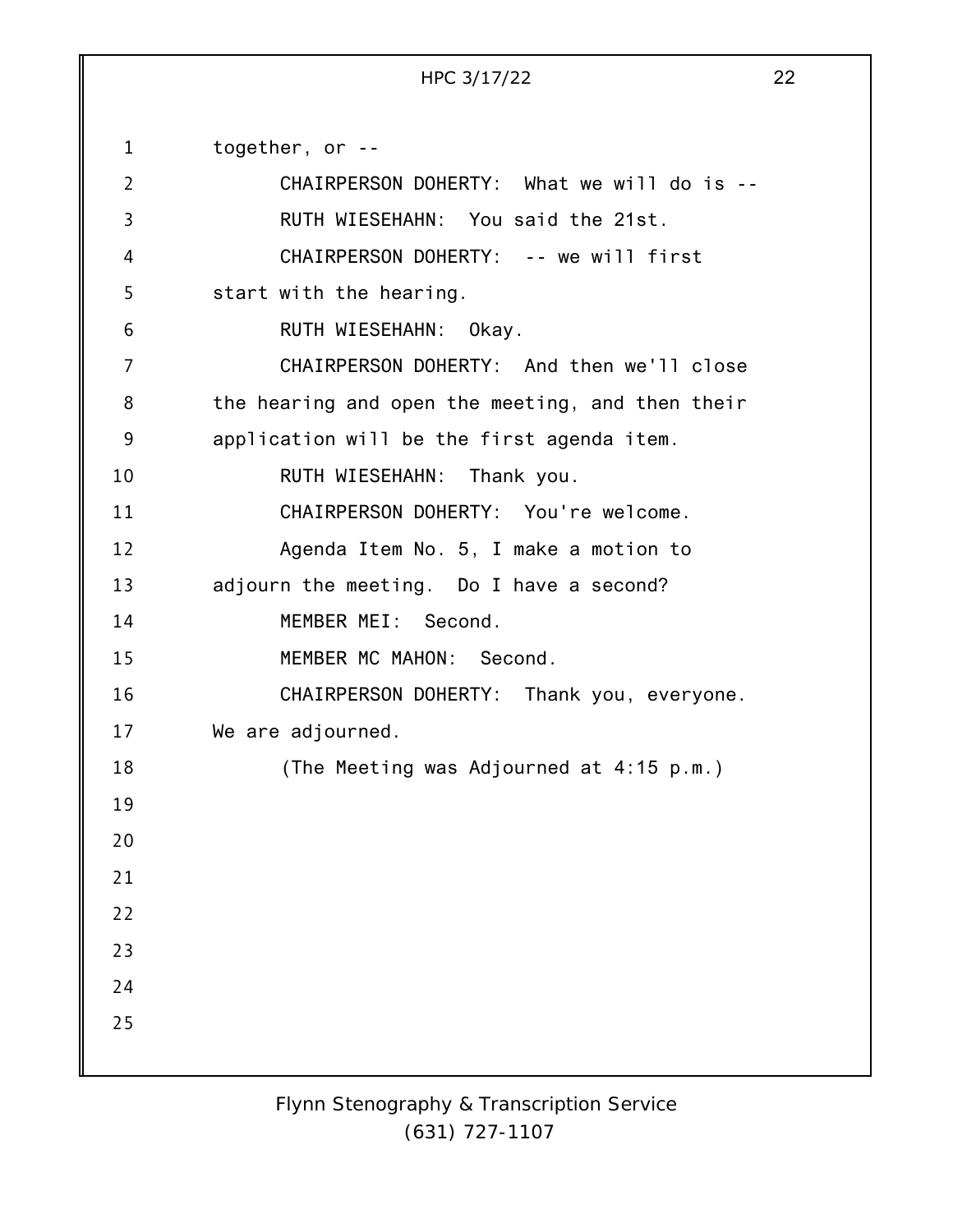together, or --

CHAIRPERSON DOHERTY: What we will do is --

RUTH WIESEHAHN: You said the 21st.

CHAIRPERSON DOHERTY: -- we will first start with the hearing.

RUTH WIESEHAHN: Okay.

CHAIRPERSON DOHERTY: And then we'll close the hearing and open the meeting, and then their application will be the first agenda item.

RUTH WIESEHAHN: Thank you.

CHAIRPERSON DOHERTY: You're welcome.

Agenda Item No. 5, I make a motion to adjourn the meeting. Do I have a second?

MEMBER MEI: Second.

MEMBER MC MAHON: Second.

CHAIRPERSON DOHERTY: Thank you, everyone. We are adjourned.

(The Meeting was Adjourned at 4:15 p.m.)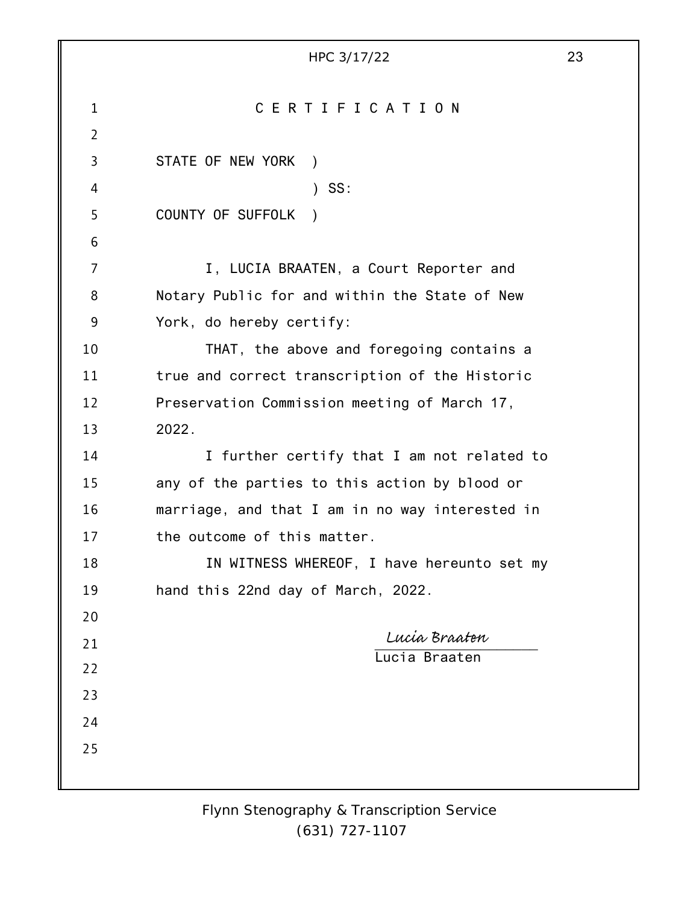# C E R T I F I C A T I O N

STATE OF NEW YORK )
) SS:
COUNTY OF SUFFOLK )

I, LUCIA BRAATEN, a Court Reporter and Notary Public for and within the State of New York, do hereby certify:

THAT, the above and foregoing contains a true and correct transcription of the Historic Preservation Commission meeting of March 17, 2022.

I further certify that I am not related to any of the parties to this action by blood or marriage, and that I am in no way interested in the outcome of this matter.

IN WITNESS WHEREOF, I have hereunto set my hand this 22nd day of March, 2022.

*Lucia Braaten*

Lucia Braaten